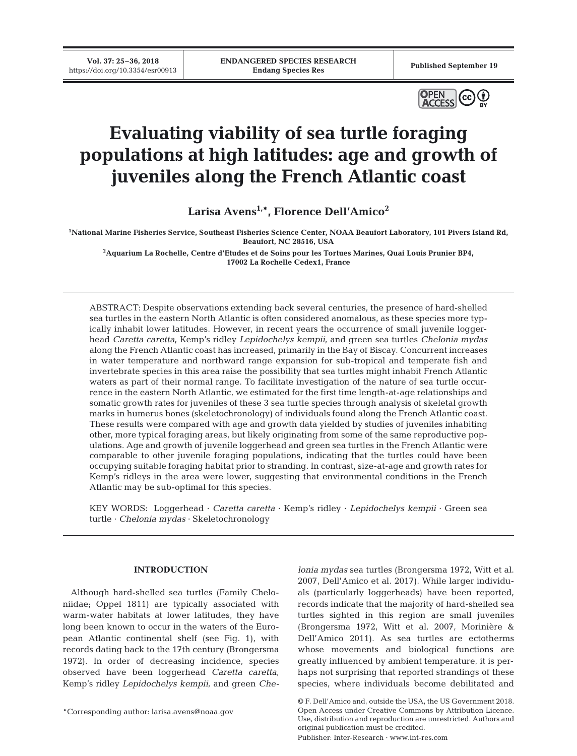# Evaluating viability of sea turtle foraging populations at high latitudes: age and growth of juveniles along the French Atlantic coast

**Larisa Avens[1,*], Florence Dell'Amico[2]**

[1]National Marine Fisheries Service, Southeast Fisheries Science Center, NOAA Beaufort Laboratory, 101 Pivers Island Rd, Beaufort, NC 28516, USA

[2]Aquarium La Rochelle, Centre d'Etudes et de Soins pour les Tortues Marines, Quai Louis Prunier BP4, 17002 La Rochelle Cedex1, France

ABSTRACT: Despite observations extending back several centuries, the presence of hard-shelled sea turtles in the eastern North Atlantic is often considered anomalous, as these species more typically inhabit lower latitudes. However, in recent years the occurrence of small juvenile loggerhead *Caretta caretta*, Kemp's ridley *Lepidochelys kempii*, and green sea turtles *Chelonia mydas* along the French Atlantic coast has increased, primarily in the Bay of Biscay. Concurrent increases in water temperature and northward range expansion for sub-tropical and temperate fish and invertebrate species in this area raise the possibility that sea turtles might inhabit French Atlantic waters as part of their normal range. To facilitate investigation of the nature of sea turtle occurrence in the eastern North Atlantic, we estimated for the first time length-at-age relationships and somatic growth rates for juveniles of these 3 sea turtle species through analysis of skeletal growth marks in humerus bones (skeletochronology) of individuals found along the French Atlantic coast. These results were compared with age and growth data yielded by studies of juveniles inhabiting other, more typical foraging areas, but likely originating from some of the same reproductive populations. Age and growth of juvenile loggerhead and green sea turtles in the French Atlantic were comparable to other juvenile foraging populations, indicating that the turtles could have been occupying suitable foraging habitat prior to stranding. In contrast, size-at-age and growth rates for Kemp's ridleys in the area were lower, suggesting that environmental conditions in the French Atlantic may be sub-optimal for this species.

KEY WORDS: Loggerhead · *Caretta caretta* · Kemp's ridley · *Lepidochelys kempii* · Green sea turtle · *Chelonia mydas* · Skeletochronology

## INTRODUCTION

Although hard-shelled sea turtles (Family Cheloniidae; Oppel 1811) are typically associated with warm-water habitats at lower latitudes, they have long been known to occur in the waters of the European Atlantic continental shelf (see Fig. 1), with records dating back to the 17th century (Brongersma 1972). In order of decreasing incidence, species observed have been loggerhead *Caretta caretta*, Kemp's ridley *Lepidochelys kempii*, and green *Chelonia mydas* sea turtles (Brongersma 1972, Witt et al. 2007, Dell'Amico et al. 2017). While larger individuals (particularly loggerheads) have been reported, records indicate that the majority of hard-shelled sea turtles sighted in this region are small juveniles (Brongersma 1972, Witt et al. 2007, Morinière & Dell'Amico 2011). As sea turtles are ectotherms whose movements and biological functions are greatly influenced by ambient temperature, it is perhaps not surprising that reported strandings of these species, where individuals become debilitated and

*Corresponding author: larisa.avens@noaa.gov

© F. Dell'Amico and, outside the USA, the US Government 2018. Open Access under Creative Commons by Attribution Licence. Use, distribution and reproduction are unrestricted. Authors and original publication must be credited.

Publisher: Inter-Research · www.int-res.com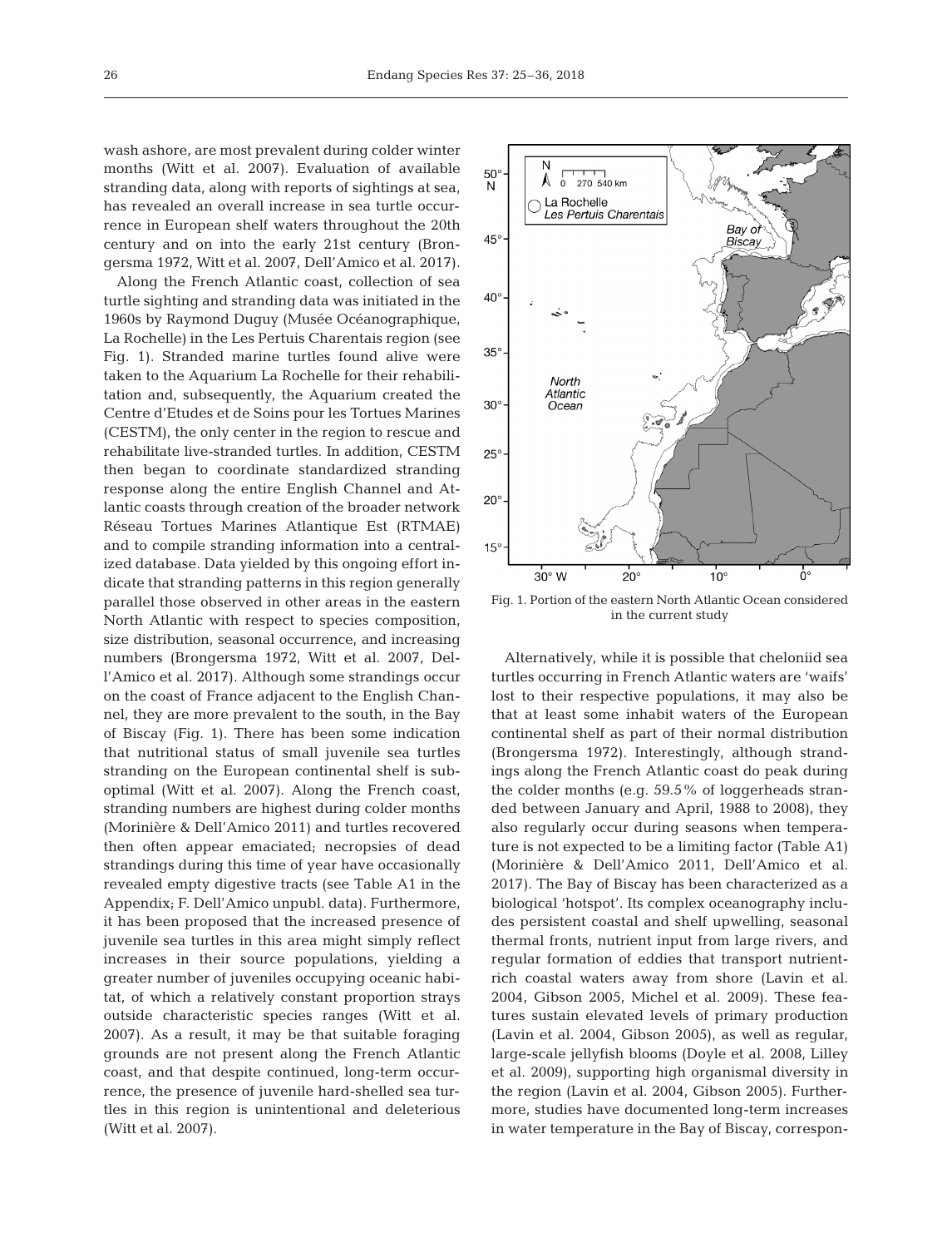wash ashore, are most prevalent during colder winter months (Witt et al. 2007). Evaluation of available stranding data, along with reports of sightings at sea, has revealed an overall increase in sea turtle occurrence in European shelf waters throughout the 20th century and on into the early 21st century (Brongersma 1972, Witt et al. 2007, Dell'Amico et al. 2017).

Along the French Atlantic coast, collection of sea turtle sighting and stranding data was initiated in the 1960s by Raymond Duguy (Musée Océanographique, La Rochelle) in the Les Pertuis Charentais region (see Fig. 1). Stranded marine turtles found alive were taken to the Aquarium La Rochelle for their rehabilitation and, subsequently, the Aquarium created the Centre d'Etudes et de Soins pour les Tortues Marines (CESTM), the only center in the region to rescue and rehabilitate live-stranded turtles. In addition, CESTM then began to coordinate standardized stranding response along the entire English Channel and Atlantic coasts through creation of the broader network Réseau Tortues Marines Atlantique Est (RTMAE) and to compile stranding information into a centralized database. Data yielded by this ongoing effort indicate that stranding patterns in this region generally parallel those observed in other areas in the eastern North Atlantic with respect to species composition, size distribution, seasonal occurrence, and increasing numbers (Brongersma 1972, Witt et al. 2007, Dell'Amico et al. 2017). Although some strandings occur on the coast of France adjacent to the English Channel, they are more prevalent to the south, in the Bay of Biscay (Fig. 1). There has been some indication that nutritional status of small juvenile sea turtles stranding on the European continental shelf is suboptimal (Witt et al. 2007). Along the French coast, stranding numbers are highest during colder months (Morinière & Dell'Amico 2011) and turtles recovered then often appear emaciated; necropsies of dead strandings during this time of year have occasionally revealed empty digestive tracts (see Table A1 in the Appendix; F. Dell'Amico unpubl. data). Furthermore, it has been proposed that the increased presence of juvenile sea turtles in this area might simply reflect increases in their source populations, yielding a greater number of juveniles occupying oceanic habitat, of which a relatively constant proportion strays outside characteristic species ranges (Witt et al. 2007). As a result, it may be that suitable foraging grounds are not present along the French Atlantic coast, and that despite continued, long-term occurrence, the presence of juvenile hard-shelled sea turtles in this region is unintentional and deleterious (Witt et al. 2007).

Fig. 1. Portion of the eastern North Atlantic Ocean considered in the current study

Alternatively, while it is possible that cheloniid sea turtles occurring in French Atlantic waters are 'waifs' lost to their respective populations, it may also be that at least some inhabit waters of the European continental shelf as part of their normal distribution (Brongersma 1972). Interestingly, although strandings along the French Atlantic coast do peak during the colder months (e.g. 59.5% of loggerheads stranded between January and April, 1988 to 2008), they also regularly occur during seasons when temperature is not expected to be a limiting factor (Table A1) (Morinière & Dell'Amico 2011, Dell'Amico et al. 2017). The Bay of Biscay has been characterized as a biological 'hotspot'. Its complex oceanography includes persistent coastal and shelf upwelling, seasonal thermal fronts, nutrient input from large rivers, and regular formation of eddies that transport nutrient-rich coastal waters away from shore (Lavin et al. 2004, Gibson 2005, Michel et al. 2009). These features sustain elevated levels of primary production (Lavin et al. 2004, Gibson 2005), as well as regular, large-scale jellyfish blooms (Doyle et al. 2008, Lilley et al. 2009), supporting high organismal diversity in the region (Lavin et al. 2004, Gibson 2005). Furthermore, studies have documented long-term increases in water temperature in the Bay of Biscay, correspon-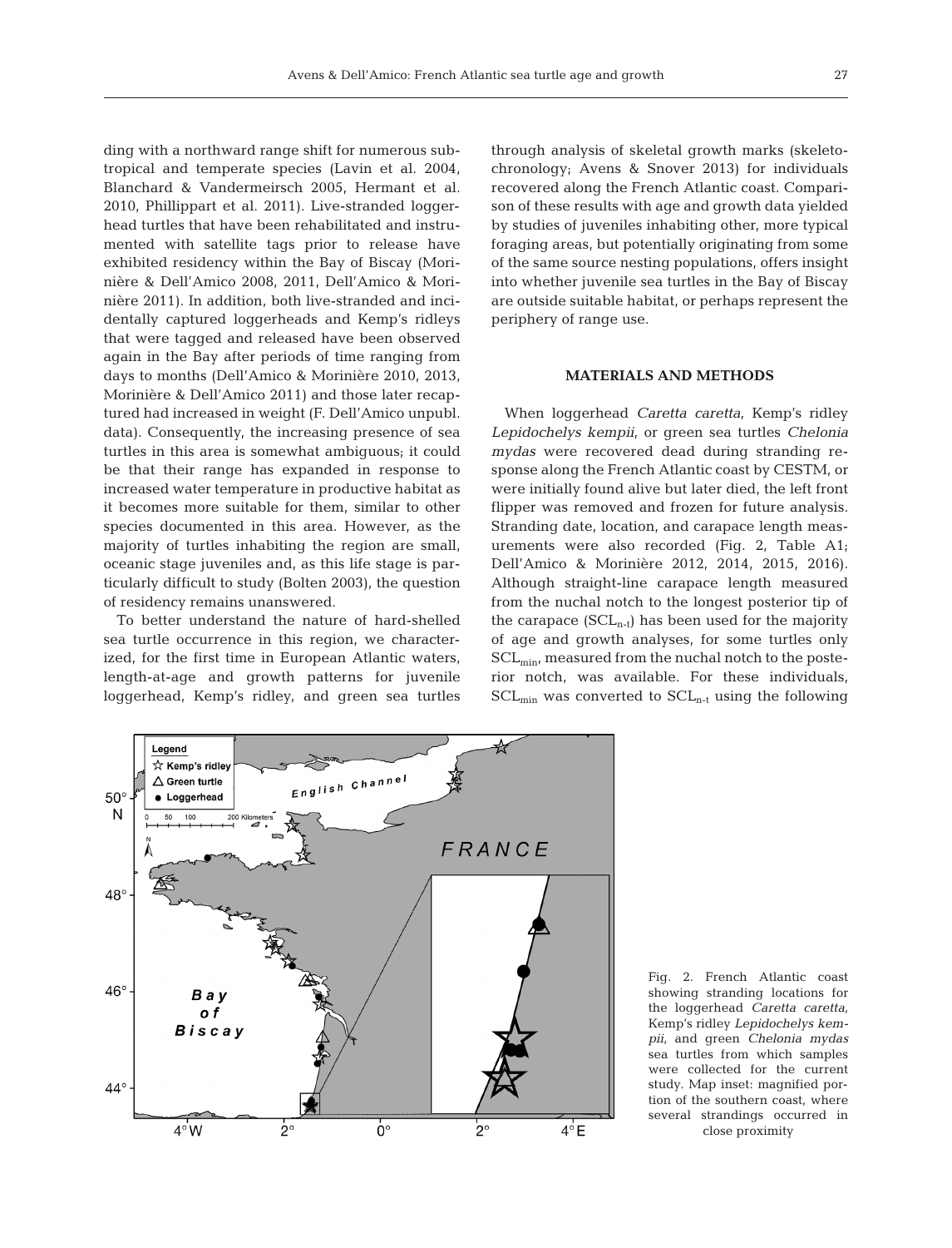ding with a northward range shift for numerous subtropical and temperate species (Lavin et al. 2004, Blanchard & Vandermeirsch 2005, Hermant et al. 2010, Phillippart et al. 2011). Live-stranded loggerhead turtles that have been rehabilitated and instrumented with satellite tags prior to release have exhibited residency within the Bay of Biscay (Morinière & Dell'Amico 2008, 2011, Dell'Amico & Morinière 2011). In addition, both live-stranded and incidentally captured loggerheads and Kemp's ridleys that were tagged and released have been observed again in the Bay after periods of time ranging from days to months (Dell'Amico & Morinière 2010, 2013, Morinière & Dell'Amico 2011) and those later recaptured had increased in weight (F. Dell'Amico unpubl. data). Consequently, the increasing presence of sea turtles in this area is somewhat ambiguous; it could be that their range has expanded in response to increased water temperature in productive habitat as it becomes more suitable for them, similar to other species documented in this area. However, as the majority of turtles inhabiting the region are small, oceanic stage juveniles and, as this life stage is particularly difficult to study (Bolten 2003), the question of residency remains unanswered.

To better understand the nature of hard-shelled sea turtle occurrence in this region, we characterized, for the first time in European Atlantic waters, length-at-age and growth patterns for juvenile loggerhead, Kemp's ridley, and green sea turtles through analysis of skeletal growth marks (skeletochronology; Avens & Snover 2013) for individuals recovered along the French Atlantic coast. Comparison of these results with age and growth data yielded by studies of juveniles inhabiting other, more typical foraging areas, but potentially originating from some of the same source nesting populations, offers insight into whether juvenile sea turtles in the Bay of Biscay are outside suitable habitat, or perhaps represent the periphery of range use.

## MATERIALS AND METHODS

When loggerhead *Caretta caretta*, Kemp's ridley *Lepidochelys kempii*, or green sea turtles *Chelonia mydas* were recovered dead during stranding response along the French Atlantic coast by CESTM, or were initially found alive but later died, the left front flipper was removed and frozen for future analysis. Stranding date, location, and carapace length measurements were also recorded (Fig. 2, Table A1; Dell'Amico & Morinière 2012, 2014, 2015, 2016). Although straight-line carapace length measured from the nuchal notch to the longest posterior tip of the carapace ($SCL_{n-t}$) has been used for the majority of age and growth analyses, for some turtles only $SCL_{min}$, measured from the nuchal notch to the posterior notch, was available. For these individuals, $SCL_{min}$ was converted to $SCL_{n-t}$ using the following

Fig. 2. French Atlantic coast showing stranding locations for the loggerhead *Caretta caretta*, Kemp's ridley *Lepidochelys kempii*, and green *Chelonia mydas* sea turtles from which samples were collected for the current study. Map inset: magnified portion of the southern coast, where several strandings occurred in close proximity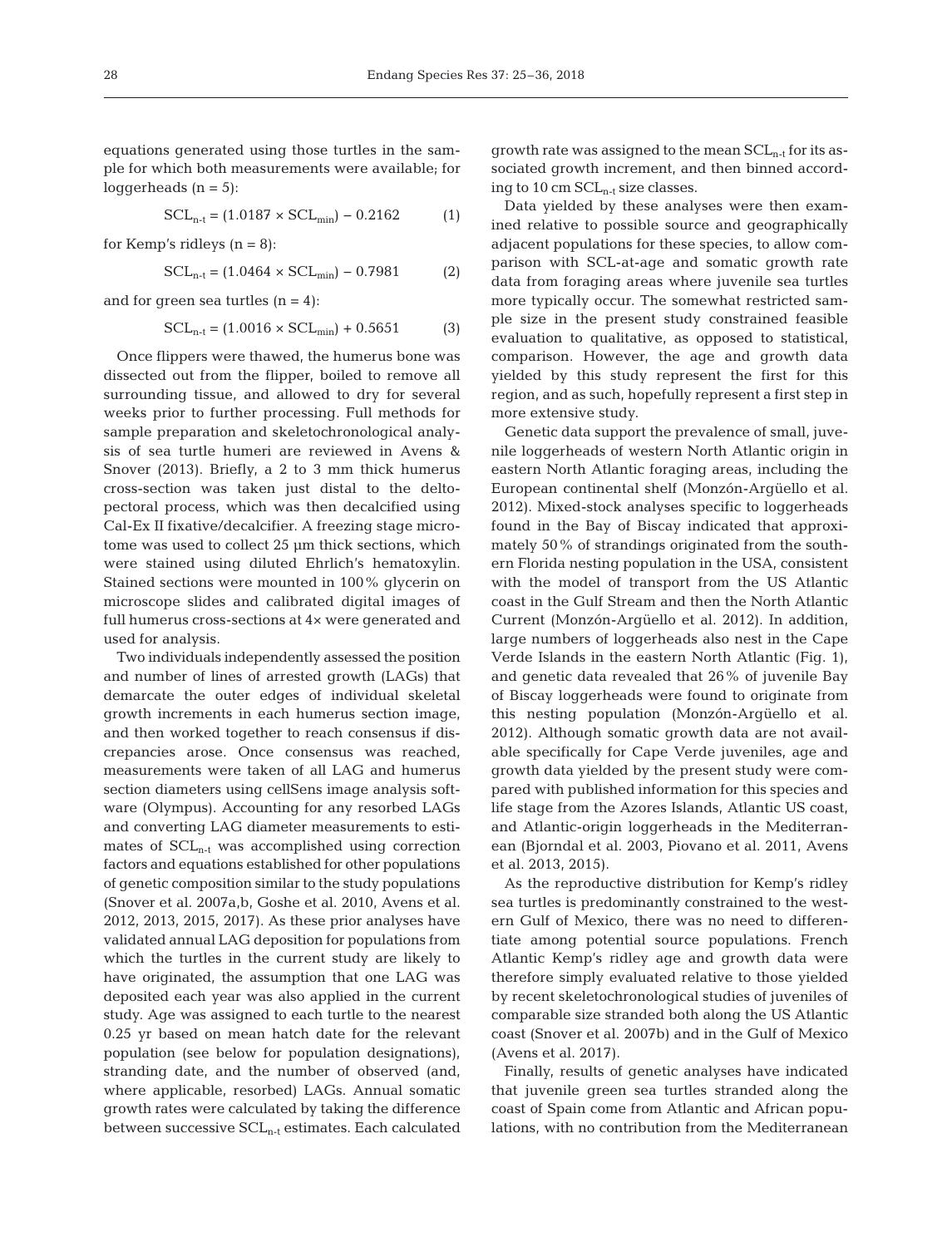equations generated using those turtles in the sample for which both measurements were available; for loggerheads (n = 5):

$$SCL_{n-t} = (1.0187 \times SCL_{min}) - 0.2162 \quad (1)$$

for Kemp's ridleys (n = 8):

$$SCL_{n-t} = (1.0464 \times SCL_{min}) - 0.7981 \quad (2)$$

and for green sea turtles (n = 4):

$$SCL_{n-t} = (1.0016 \times SCL_{min}) + 0.5651 \quad (3)$$

Once flippers were thawed, the humerus bone was dissected out from the flipper, boiled to remove all surrounding tissue, and allowed to dry for several weeks prior to further processing. Full methods for sample preparation and skeletochronological analysis of sea turtle humeri are reviewed in Avens & Snover (2013). Briefly, a 2 to 3 mm thick humerus cross-section was taken just distal to the deltopectoral process, which was then decalcified using Cal-Ex II fixative/decalcifier. A freezing stage microtome was used to collect 25 µm thick sections, which were stained using diluted Ehrlich's hematoxylin. Stained sections were mounted in 100% glycerin on microscope slides and calibrated digital images of full humerus cross-sections at 4× were generated and used for analysis.

Two individuals independently assessed the position and number of lines of arrested growth (LAGs) that demarcate the outer edges of individual skeletal growth increments in each humerus section image, and then worked together to reach consensus if discrepancies arose. Once consensus was reached, measurements were taken of all LAG and humerus section diameters using cellSens image analysis software (Olympus). Accounting for any resorbed LAGs and converting LAG diameter measurements to estimates of $SCL_{n-t}$ was accomplished using correction factors and equations established for other populations of genetic composition similar to the study populations (Snover et al. 2007a,b, Goshe et al. 2010, Avens et al. 2012, 2013, 2015, 2017). As these prior analyses have validated annual LAG deposition for populations from which the turtles in the current study are likely to have originated, the assumption that one LAG was deposited each year was also applied in the current study. Age was assigned to each turtle to the nearest 0.25 yr based on mean hatch date for the relevant population (see below for population designations), stranding date, and the number of observed (and, where applicable, resorbed) LAGs. Annual somatic growth rates were calculated by taking the difference between successive $SCL_{n-t}$ estimates. Each calculated growth rate was assigned to the mean $SCL_{n-t}$ for its associated growth increment, and then binned according to 10 cm $SCL_{n-t}$ size classes.

Data yielded by these analyses were then examined relative to possible source and geographically adjacent populations for these species, to allow comparison with SCL-at-age and somatic growth rate data from foraging areas where juvenile sea turtles more typically occur. The somewhat restricted sample size in the present study constrained feasible evaluation to qualitative, as opposed to statistical, comparison. However, the age and growth data yielded by this study represent the first for this region, and as such, hopefully represent a first step in more extensive study.

Genetic data support the prevalence of small, juvenile loggerheads of western North Atlantic origin in eastern North Atlantic foraging areas, including the European continental shelf (Monzón-Argüello et al. 2012). Mixed-stock analyses specific to loggerheads found in the Bay of Biscay indicated that approximately 50% of strandings originated from the southern Florida nesting population in the USA, consistent with the model of transport from the US Atlantic coast in the Gulf Stream and then the North Atlantic Current (Monzón-Argüello et al. 2012). In addition, large numbers of loggerheads also nest in the Cape Verde Islands in the eastern North Atlantic (Fig. 1), and genetic data revealed that 26% of juvenile Bay of Biscay loggerheads were found to originate from this nesting population (Monzón-Argüello et al. 2012). Although somatic growth data are not available specifically for Cape Verde juveniles, age and growth data yielded by the present study were compared with published information for this species and life stage from the Azores Islands, Atlantic US coast, and Atlantic-origin loggerheads in the Mediterranean (Bjorndal et al. 2003, Piovano et al. 2011, Avens et al. 2013, 2015).

As the reproductive distribution for Kemp's ridley sea turtles is predominantly constrained to the western Gulf of Mexico, there was no need to differentiate among potential source populations. French Atlantic Kemp's ridley age and growth data were therefore simply evaluated relative to those yielded by recent skeletochronological studies of juveniles of comparable size stranded both along the US Atlantic coast (Snover et al. 2007b) and in the Gulf of Mexico (Avens et al. 2017).

Finally, results of genetic analyses have indicated that juvenile green sea turtles stranded along the coast of Spain come from Atlantic and African populations, with no contribution from the Mediterranean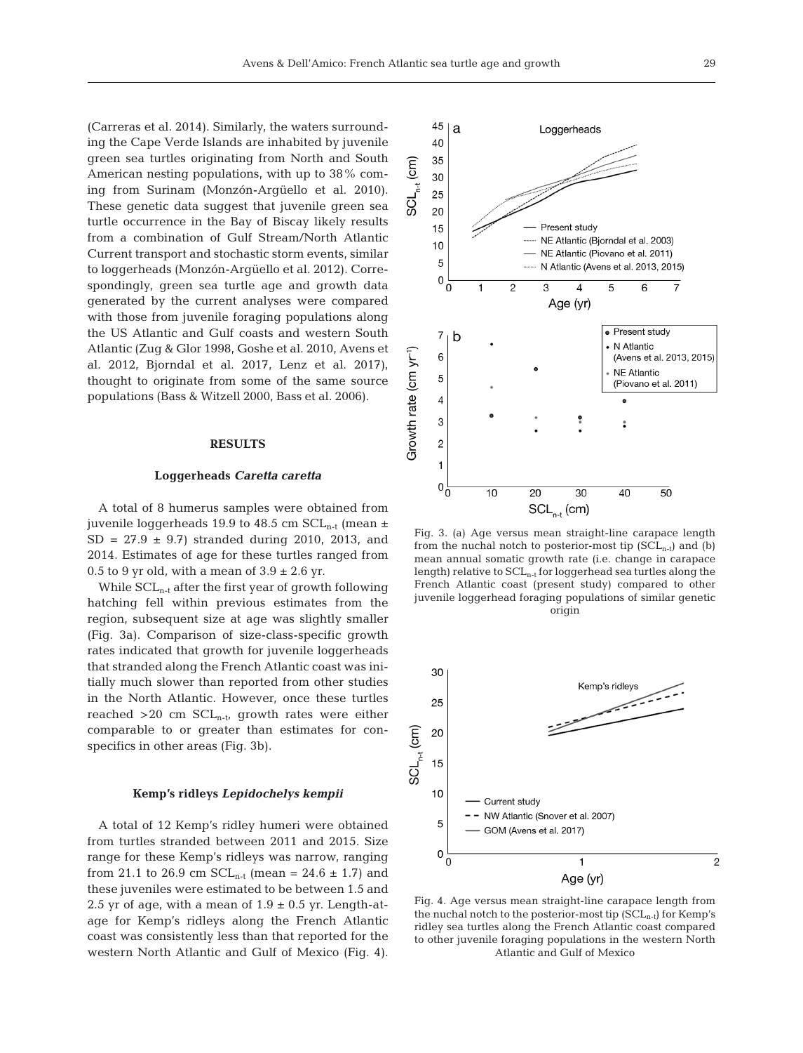(Carreras et al. 2014). Similarly, the waters surrounding the Cape Verde Islands are inhabited by juvenile green sea turtles originating from North and South American nesting populations, with up to 38% coming from Surinam (Monzón-Argüello et al. 2010). These genetic data suggest that juvenile green sea turtle occurrence in the Bay of Biscay likely results from a combination of Gulf Stream/North Atlantic Current transport and stochastic storm events, similar to loggerheads (Monzón-Argüello et al. 2012). Correspondingly, green sea turtle age and growth data generated by the current analyses were compared with those from juvenile foraging populations along the US Atlantic and Gulf coasts and western South Atlantic (Zug & Glor 1998, Goshe et al. 2010, Avens et al. 2012, Bjorndal et al. 2017, Lenz et al. 2017), thought to originate from some of the same source populations (Bass & Witzell 2000, Bass et al. 2006).

## RESULTS

### Loggerheads *Caretta caretta*

A total of 8 humerus samples were obtained from juvenile loggerheads 19.9 to 48.5 cm $SCL_{n-t}$ (mean ± SD = 27.9 ± 9.7) stranded during 2010, 2013, and 2014. Estimates of age for these turtles ranged from 0.5 to 9 yr old, with a mean of 3.9 ± 2.6 yr.

While $SCL_{n-t}$ after the first year of growth following hatching fell within previous estimates from the region, subsequent size at age was slightly smaller (Fig. 3a). Comparison of size-class-specific growth rates indicated that growth for juvenile loggerheads that stranded along the French Atlantic coast was initially much slower than reported from other studies in the North Atlantic. However, once these turtles reached >20 cm $SCL_{n-t}$, growth rates were either comparable to or greater than estimates for conspecifics in other areas (Fig. 3b).

### Kemp's ridleys *Lepidochelys kempii*

A total of 12 Kemp's ridley humeri were obtained from turtles stranded between 2011 and 2015. Size range for these Kemp's ridleys was narrow, ranging from 21.1 to 26.9 cm $SCL_{n-t}$ (mean = 24.6 ± 1.7) and these juveniles were estimated to be between 1.5 and 2.5 yr of age, with a mean of 1.9 ± 0.5 yr. Length-at-age for Kemp's ridleys along the French Atlantic coast was consistently less than that reported for the western North Atlantic and Gulf of Mexico (Fig. 4).

Fig. 3. (a) Age versus mean straight-line carapace length from the nuchal notch to posterior-most tip ($SCL_{n-t}$) and (b) mean annual somatic growth rate (i.e. change in carapace length) relative to $SCL_{n-t}$ for loggerhead sea turtles along the French Atlantic coast (present study) compared to other juvenile loggerhead foraging populations of similar genetic origin

Fig. 4. Age versus mean straight-line carapace length from the nuchal notch to the posterior-most tip ($SCL_{n-t}$) for Kemp's ridley sea turtles along the French Atlantic coast compared to other juvenile foraging populations in the western North Atlantic and Gulf of Mexico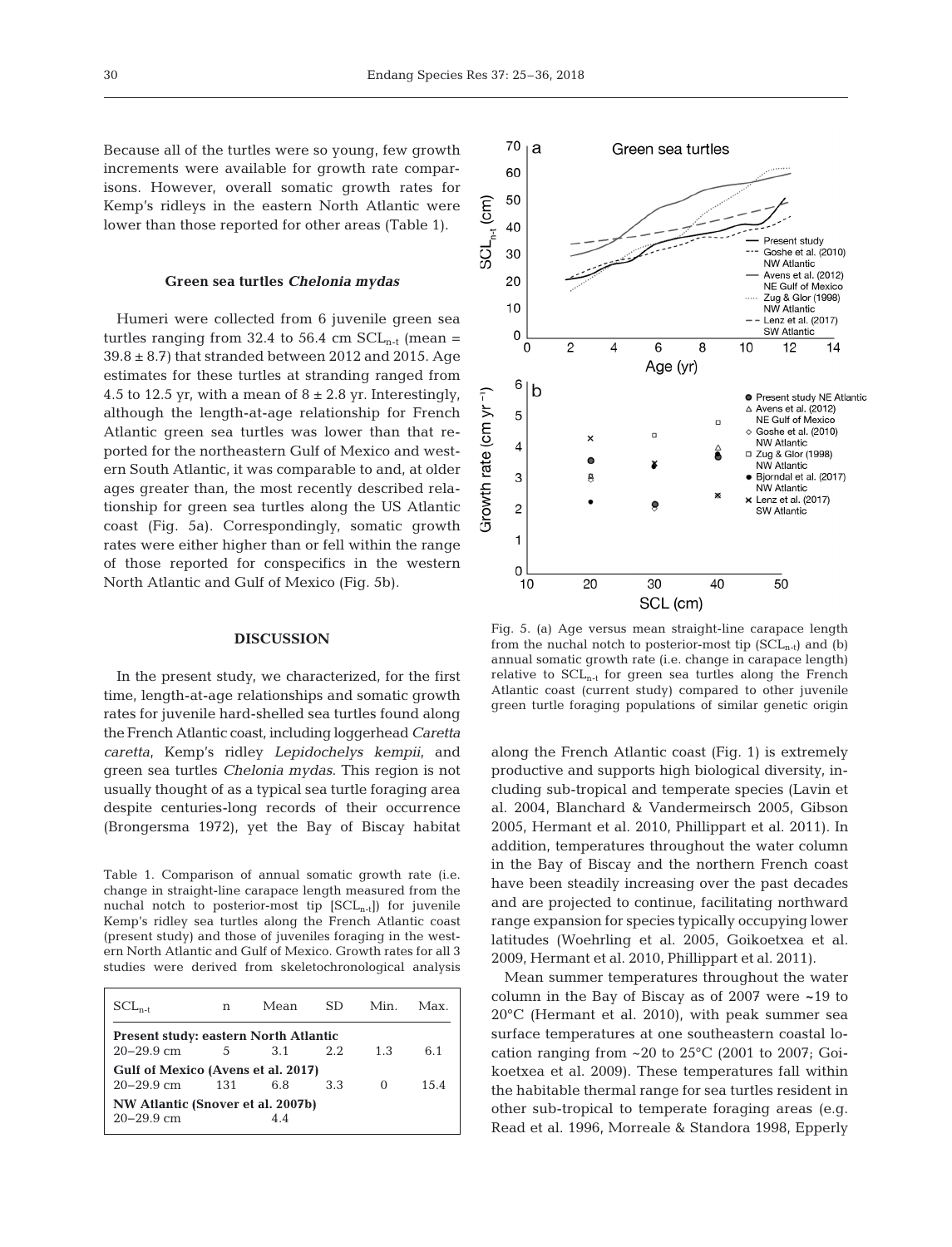Because all of the turtles were so young, few growth increments were available for growth rate comparisons. However, overall somatic growth rates for Kemp's ridleys in the eastern North Atlantic were lower than those reported for other areas (Table 1).

### Green sea turtles *Chelonia mydas*

Humeri were collected from 6 juvenile green sea turtles ranging from 32.4 to 56.4 cm $SCL_{n-t}$ (mean = 39.8 ± 8.7) that stranded between 2012 and 2015. Age estimates for these turtles at stranding ranged from 4.5 to 12.5 yr, with a mean of 8 ± 2.8 yr. Interestingly, although the length-at-age relationship for French Atlantic green sea turtles was lower than that reported for the northeastern Gulf of Mexico and western South Atlantic, it was comparable to and, at older ages greater than, the most recently described relationship for green sea turtles along the US Atlantic coast (Fig. 5a). Correspondingly, somatic growth rates were either higher than or fell within the range of those reported for conspecifics in the western North Atlantic and Gulf of Mexico (Fig. 5b).

Fig. 5. (a) Age versus mean straight-line carapace length from the nuchal notch to posterior-most tip ($SCL_{n-t}$) and (b) annual somatic growth rate (i.e. change in carapace length) relative to $SCL_{n-t}$ for green sea turtles along the French Atlantic coast (current study) compared to other juvenile green turtle foraging populations of similar genetic origin

## DISCUSSION

In the present study, we characterized, for the first time, length-at-age relationships and somatic growth rates for juvenile hard-shelled sea turtles found along the French Atlantic coast, including loggerhead *Caretta caretta*, Kemp's ridley *Lepidochelys kempii*, and green sea turtles *Chelonia mydas*. This region is not usually thought of as a typical sea turtle foraging area despite centuries-long records of their occurrence (Brongersma 1972), yet the Bay of Biscay habitat along the French Atlantic coast (Fig. 1) is extremely productive and supports high biological diversity, including sub-tropical and temperate species (Lavin et al. 2004, Blanchard & Vandermeirsch 2005, Gibson 2005, Hermant et al. 2010, Phillippart et al. 2011). In addition, temperatures throughout the water column in the Bay of Biscay and the northern French coast have been steadily increasing over the past decades and are projected to continue, facilitating northward range expansion for species typically occupying lower latitudes (Woehrling et al. 2005, Goikoetxea et al. 2009, Hermant et al. 2010, Phillippart et al. 2011).

Mean summer temperatures throughout the water column in the Bay of Biscay as of 2007 were ~19 to 20°C (Hermant et al. 2010), with peak summer sea surface temperatures at one southeastern coastal location ranging from ~20 to 25°C (2001 to 2007; Goikoetxea et al. 2009). These temperatures fall within the habitable thermal range for sea turtles resident in other sub-tropical to temperate foraging areas (e.g. Read et al. 1996, Morreale & Standora 1998, Epperly

Table 1. Comparison of annual somatic growth rate (i.e. change in straight-line carapace length measured from the nuchal notch to posterior-most tip [$SCL_{n-t}$]) for juvenile Kemp's ridley sea turtles along the French Atlantic coast (present study) and those of juveniles foraging in the western North Atlantic and Gulf of Mexico. Growth rates for all 3 studies were derived from skeletochronological analysis

| $SCL_{n-t}$ | n | Mean | SD | Min. | Max. |
|---|---|---|---|---|---|
| **Present study: eastern North Atlantic** | | | | | |
| 20–29.9 cm | 5 | 3.1 | 2.2 | 1.3 | 6.1 |
| **Gulf of Mexico (Avens et al. 2017)** | | | | | |
| 20–29.9 cm | 131 | 6.8 | 3.3 | 0 | 15.4 |
| **NW Atlantic (Snover et al. 2007b)** | | | | | |
| 20–29.9 cm | | 4.4 | | | |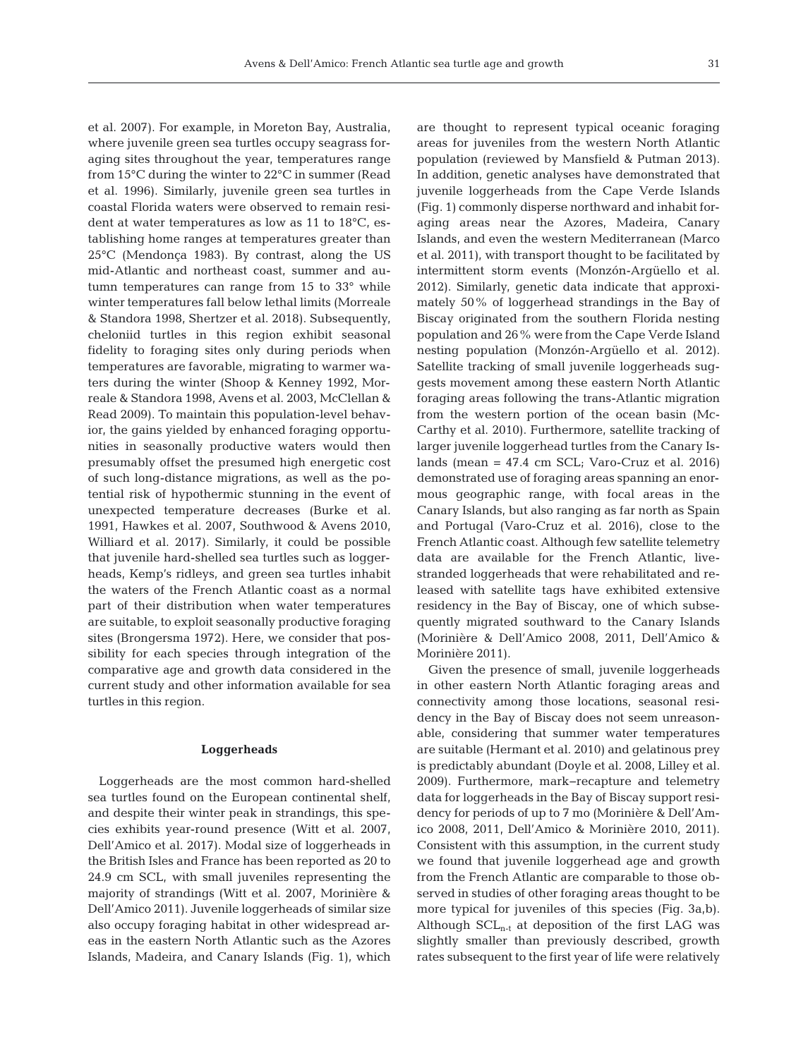et al. 2007). For example, in Moreton Bay, Australia, where juvenile green sea turtles occupy seagrass foraging sites throughout the year, temperatures range from 15°C during the winter to 22°C in summer (Read et al. 1996). Similarly, juvenile green sea turtles in coastal Florida waters were observed to remain resident at water temperatures as low as 11 to 18°C, establishing home ranges at temperatures greater than 25°C (Mendonça 1983). By contrast, along the US mid-Atlantic and northeast coast, summer and autumn temperatures can range from 15 to 33° while winter temperatures fall below lethal limits (Morreale & Standora 1998, Shertzer et al. 2018). Subsequently, cheloniid turtles in this region exhibit seasonal fidelity to foraging sites only during periods when temperatures are favorable, migrating to warmer waters during the winter (Shoop & Kenney 1992, Morreale & Standora 1998, Avens et al. 2003, McClellan & Read 2009). To maintain this population-level behavior, the gains yielded by enhanced foraging opportunities in seasonally productive waters would then presumably offset the presumed high energetic cost of such long-distance migrations, as well as the potential risk of hypothermic stunning in the event of unexpected temperature decreases (Burke et al. 1991, Hawkes et al. 2007, Southwood & Avens 2010, Williard et al. 2017). Similarly, it could be possible that juvenile hard-shelled sea turtles such as loggerheads, Kemp's ridleys, and green sea turtles inhabit the waters of the French Atlantic coast as a normal part of their distribution when water temperatures are suitable, to exploit seasonally productive foraging sites (Brongersma 1972). Here, we consider that possibility for each species through integration of the comparative age and growth data considered in the current study and other information available for sea turtles in this region.

### Loggerheads

Loggerheads are the most common hard-shelled sea turtles found on the European continental shelf, and despite their winter peak in strandings, this species exhibits year-round presence (Witt et al. 2007, Dell'Amico et al. 2017). Modal size of loggerheads in the British Isles and France has been reported as 20 to 24.9 cm SCL, with small juveniles representing the majority of strandings (Witt et al. 2007, Morinière & Dell'Amico 2011). Juvenile loggerheads of similar size also occupy foraging habitat in other widespread areas in the eastern North Atlantic such as the Azores Islands, Madeira, and Canary Islands (Fig. 1), which are thought to represent typical oceanic foraging areas for juveniles from the western North Atlantic population (reviewed by Mansfield & Putman 2013). In addition, genetic analyses have demonstrated that juvenile loggerheads from the Cape Verde Islands (Fig. 1) commonly disperse northward and inhabit foraging areas near the Azores, Madeira, Canary Islands, and even the western Mediterranean (Marco et al. 2011), with transport thought to be facilitated by intermittent storm events (Monzón-Argüello et al. 2012). Similarly, genetic data indicate that approximately 50% of loggerhead strandings in the Bay of Biscay originated from the southern Florida nesting population and 26% were from the Cape Verde Island nesting population (Monzón-Argüello et al. 2012). Satellite tracking of small juvenile loggerheads suggests movement among these eastern North Atlantic foraging areas following the trans-Atlantic migration from the western portion of the ocean basin (McCarthy et al. 2010). Furthermore, satellite tracking of larger juvenile loggerhead turtles from the Canary Islands (mean = 47.4 cm SCL; Varo-Cruz et al. 2016) demonstrated use of foraging areas spanning an enormous geographic range, with focal areas in the Canary Islands, but also ranging as far north as Spain and Portugal (Varo-Cruz et al. 2016), close to the French Atlantic coast. Although few satellite telemetry data are available for the French Atlantic, live-stranded loggerheads that were rehabilitated and released with satellite tags have exhibited extensive residency in the Bay of Biscay, one of which subsequently migrated southward to the Canary Islands (Morinière & Dell'Amico 2008, 2011, Dell'Amico & Morinière 2011).

Given the presence of small, juvenile loggerheads in other eastern North Atlantic foraging areas and connectivity among those locations, seasonal residency in the Bay of Biscay does not seem unreasonable, considering that summer water temperatures are suitable (Hermant et al. 2010) and gelatinous prey is predictably abundant (Doyle et al. 2008, Lilley et al. 2009). Furthermore, mark–recapture and telemetry data for loggerheads in the Bay of Biscay support residency for periods of up to 7 mo (Morinière & Dell'Amico 2008, 2011, Dell'Amico & Morinière 2010, 2011). Consistent with this assumption, in the current study we found that juvenile loggerhead age and growth from the French Atlantic are comparable to those observed in studies of other foraging areas thought to be more typical for juveniles of this species (Fig. 3a,b). Although $SCL_{n-t}$ at deposition of the first LAG was slightly smaller than previously described, growth rates subsequent to the first year of life were relatively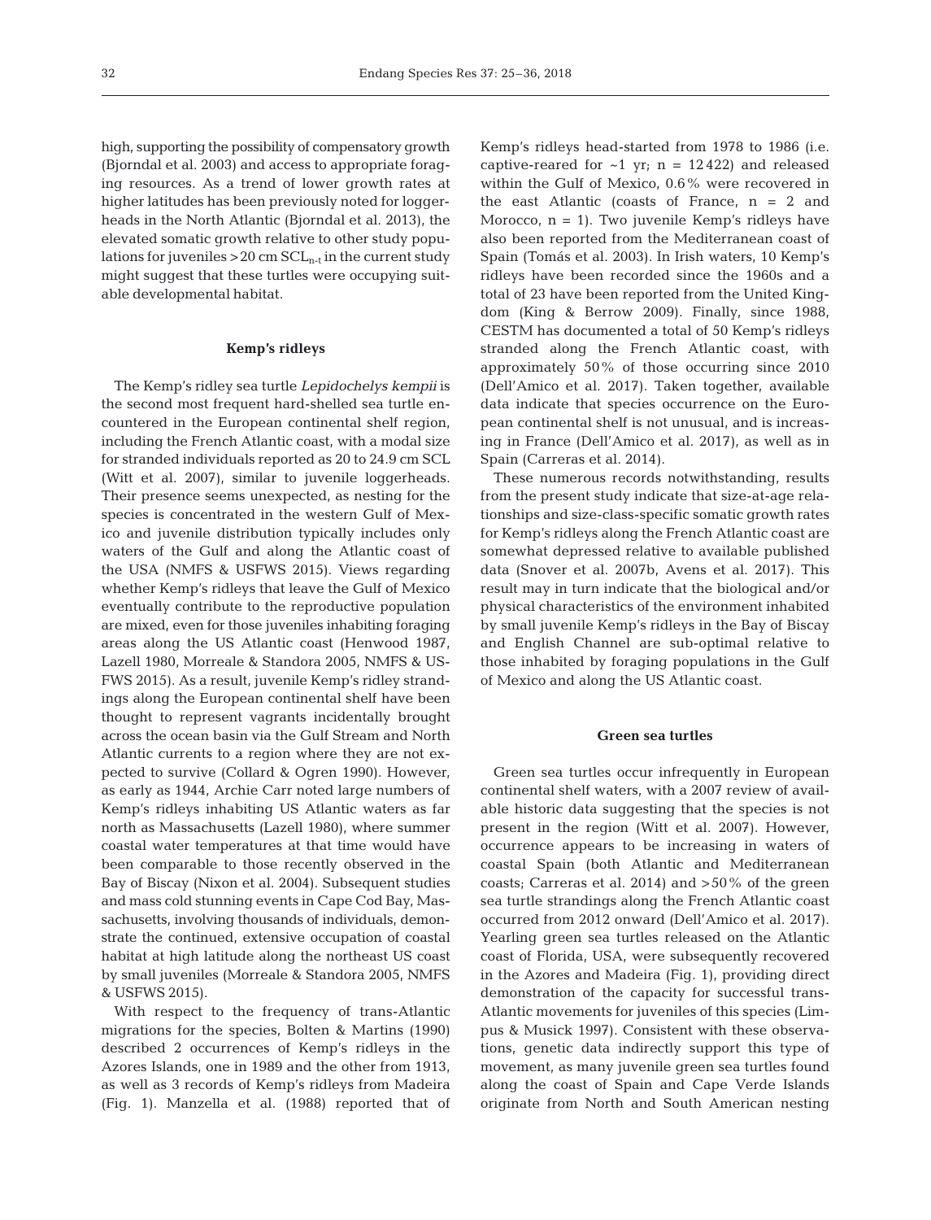high, supporting the possibility of compensatory growth (Bjorndal et al. 2003) and access to appropriate foraging resources. As a trend of lower growth rates at higher latitudes has been previously noted for loggerheads in the North Atlantic (Bjorndal et al. 2013), the elevated somatic growth relative to other study populations for juveniles >20 cm $SCL_{n-t}$ in the current study might suggest that these turtles were occupying suitable developmental habitat.

### Kemp's ridleys

The Kemp's ridley sea turtle *Lepidochelys kempii* is the second most frequent hard-shelled sea turtle encountered in the European continental shelf region, including the French Atlantic coast, with a modal size for stranded individuals reported as 20 to 24.9 cm SCL (Witt et al. 2007), similar to juvenile loggerheads. Their presence seems unexpected, as nesting for the species is concentrated in the western Gulf of Mexico and juvenile distribution typically includes only waters of the Gulf and along the Atlantic coast of the USA (NMFS & USFWS 2015). Views regarding whether Kemp's ridleys that leave the Gulf of Mexico eventually contribute to the reproductive population are mixed, even for those juveniles inhabiting foraging areas along the US Atlantic coast (Henwood 1987, Lazell 1980, Morreale & Standora 2005, NMFS & USFWS 2015). As a result, juvenile Kemp's ridley strandings along the European continental shelf have been thought to represent vagrants incidentally brought across the ocean basin via the Gulf Stream and North Atlantic currents to a region where they are not expected to survive (Collard & Ogren 1990). However, as early as 1944, Archie Carr noted large numbers of Kemp's ridleys inhabiting US Atlantic waters as far north as Massachusetts (Lazell 1980), where summer coastal water temperatures at that time would have been comparable to those recently observed in the Bay of Biscay (Nixon et al. 2004). Subsequent studies and mass cold stunning events in Cape Cod Bay, Massachusetts, involving thousands of individuals, demonstrate the continued, extensive occupation of coastal habitat at high latitude along the northeast US coast by small juveniles (Morreale & Standora 2005, NMFS & USFWS 2015).

With respect to the frequency of trans-Atlantic migrations for the species, Bolten & Martins (1990) described 2 occurrences of Kemp's ridleys in the Azores Islands, one in 1989 and the other from 1913, as well as 3 records of Kemp's ridleys from Madeira (Fig. 1). Manzella et al. (1988) reported that of Kemp's ridleys head-started from 1978 to 1986 (i.e. captive-reared for ~1 yr; n = 12 422) and released within the Gulf of Mexico, 0.6% were recovered in the east Atlantic (coasts of France, n = 2 and Morocco, n = 1). Two juvenile Kemp's ridleys have also been reported from the Mediterranean coast of Spain (Tomás et al. 2003). In Irish waters, 10 Kemp's ridleys have been recorded since the 1960s and a total of 23 have been reported from the United Kingdom (King & Berrow 2009). Finally, since 1988, CESTM has documented a total of 50 Kemp's ridleys stranded along the French Atlantic coast, with approximately 50% of those occurring since 2010 (Dell'Amico et al. 2017). Taken together, available data indicate that species occurrence on the European continental shelf is not unusual, and is increasing in France (Dell'Amico et al. 2017), as well as in Spain (Carreras et al. 2014).

These numerous records notwithstanding, results from the present study indicate that size-at-age relationships and size-class-specific somatic growth rates for Kemp's ridleys along the French Atlantic coast are somewhat depressed relative to available published data (Snover et al. 2007b, Avens et al. 2017). This result may in turn indicate that the biological and/or physical characteristics of the environment inhabited by small juvenile Kemp's ridleys in the Bay of Biscay and English Channel are sub-optimal relative to those inhabited by foraging populations in the Gulf of Mexico and along the US Atlantic coast.

### Green sea turtles

Green sea turtles occur infrequently in European continental shelf waters, with a 2007 review of available historic data suggesting that the species is not present in the region (Witt et al. 2007). However, occurrence appears to be increasing in waters of coastal Spain (both Atlantic and Mediterranean coasts; Carreras et al. 2014) and >50% of the green sea turtle strandings along the French Atlantic coast occurred from 2012 onward (Dell'Amico et al. 2017). Yearling green sea turtles released on the Atlantic coast of Florida, USA, were subsequently recovered in the Azores and Madeira (Fig. 1), providing direct demonstration of the capacity for successful trans-Atlantic movements for juveniles of this species (Limpus & Musick 1997). Consistent with these observations, genetic data indirectly support this type of movement, as many juvenile green sea turtles found along the coast of Spain and Cape Verde Islands originate from North and South American nesting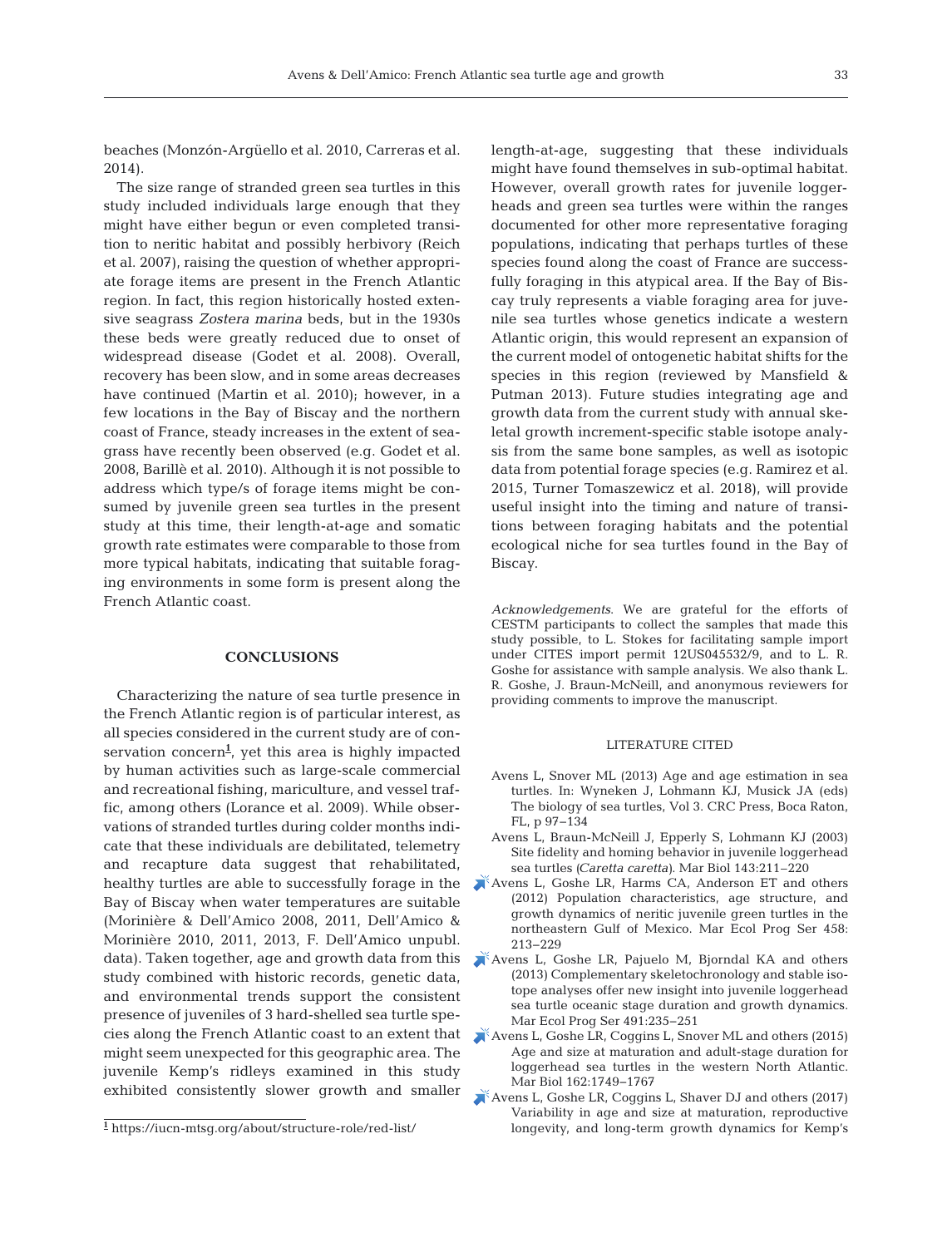beaches (Monzón-Argüello et al. 2010, Carreras et al. 2014).

The size range of stranded green sea turtles in this study included individuals large enough that they might have either begun or even completed transition to neritic habitat and possibly herbivory (Reich et al. 2007), raising the question of whether appropriate forage items are present in the French Atlantic region. In fact, this region historically hosted extensive seagrass *Zostera marina* beds, but in the 1930s these beds were greatly reduced due to onset of widespread disease (Godet et al. 2008). Overall, recovery has been slow, and in some areas decreases have continued (Martin et al. 2010); however, in a few locations in the Bay of Biscay and the northern coast of France, steady increases in the extent of seagrass have recently been observed (e.g. Godet et al. 2008, Barillè et al. 2010). Although it is not possible to address which type/s of forage items might be consumed by juvenile green sea turtles in the present study at this time, their length-at-age and somatic growth rate estimates were comparable to those from more typical habitats, indicating that suitable foraging environments in some form is present along the French Atlantic coast.

## CONCLUSIONS

Characterizing the nature of sea turtle presence in the French Atlantic region is of particular interest, as all species considered in the current study are of conservation concern[1], yet this area is highly impacted by human activities such as large-scale commercial and recreational fishing, mariculture, and vessel traffic, among others (Lorance et al. 2009). While observations of stranded turtles during colder months indicate that these individuals are debilitated, telemetry and recapture data suggest that rehabilitated, healthy turtles are able to successfully forage in the Bay of Biscay when water temperatures are suitable (Morinière & Dell'Amico 2008, 2011, Dell'Amico & Morinière 2010, 2011, 2013, F. Dell'Amico unpubl. data). Taken together, age and growth data from this study combined with historic records, genetic data, and environmental trends support the consistent presence of juveniles of 3 hard-shelled sea turtle species along the French Atlantic coast to an extent that might seem unexpected for this geographic area. The juvenile Kemp's ridleys examined in this study exhibited consistently slower growth and smaller length-at-age, suggesting that these individuals might have found themselves in sub-optimal habitat. However, overall growth rates for juvenile loggerheads and green sea turtles were within the ranges documented for other more representative foraging populations, indicating that perhaps turtles of these species found along the coast of France are successfully foraging in this atypical area. If the Bay of Biscay truly represents a viable foraging area for juvenile sea turtles whose genetics indicate a western Atlantic origin, this would represent an expansion of the current model of ontogenetic habitat shifts for the species in this region (reviewed by Mansfield & Putman 2013). Future studies integrating age and growth data from the current study with annual skeletal growth increment-specific stable isotope analysis from the same bone samples, as well as isotopic data from potential forage species (e.g. Ramirez et al. 2015, Turner Tomaszewicz et al. 2018), will provide useful insight into the timing and nature of transitions between foraging habitats and the potential ecological niche for sea turtles found in the Bay of Biscay.

[1] https://iucn-mtsg.org/about/structure-role/red-list/

*Acknowledgements*. We are grateful for the efforts of CESTM participants to collect the samples that made this study possible, to L. Stokes for facilitating sample import under CITES import permit 12US045532/9, and to L. R. Goshe for assistance with sample analysis. We also thank L. R. Goshe, J. Braun-McNeill, and anonymous reviewers for providing comments to improve the manuscript.

## LITERATURE CITED

- Avens L, Snover ML (2013) Age and age estimation in sea turtles. In: Wyneken J, Lohmann KJ, Musick JA (eds) The biology of sea turtles, Vol 3. CRC Press, Boca Raton, FL, p 97–134
- Avens L, Braun-McNeill J, Epperly S, Lohmann KJ (2003) Site fidelity and homing behavior in juvenile loggerhead sea turtles (*Caretta caretta*). Mar Biol 143:211–220
- Avens L, Goshe LR, Harms CA, Anderson ET and others (2012) Population characteristics, age structure, and growth dynamics of neritic juvenile green turtles in the northeastern Gulf of Mexico. Mar Ecol Prog Ser 458: 213–229
- Avens L, Goshe LR, Pajuelo M, Bjorndal KA and others (2013) Complementary skeletochronology and stable isotope analyses offer new insight into juvenile loggerhead sea turtle oceanic stage duration and growth dynamics. Mar Ecol Prog Ser 491:235–251
- Avens L, Goshe LR, Coggins L, Snover ML and others (2015) Age and size at maturation and adult-stage duration for loggerhead sea turtles in the western North Atlantic. Mar Biol 162:1749–1767
- Avens L, Goshe LR, Coggins L, Shaver DJ and others (2017) Variability in age and size at maturation, reproductive longevity, and long-term growth dynamics for Kemp's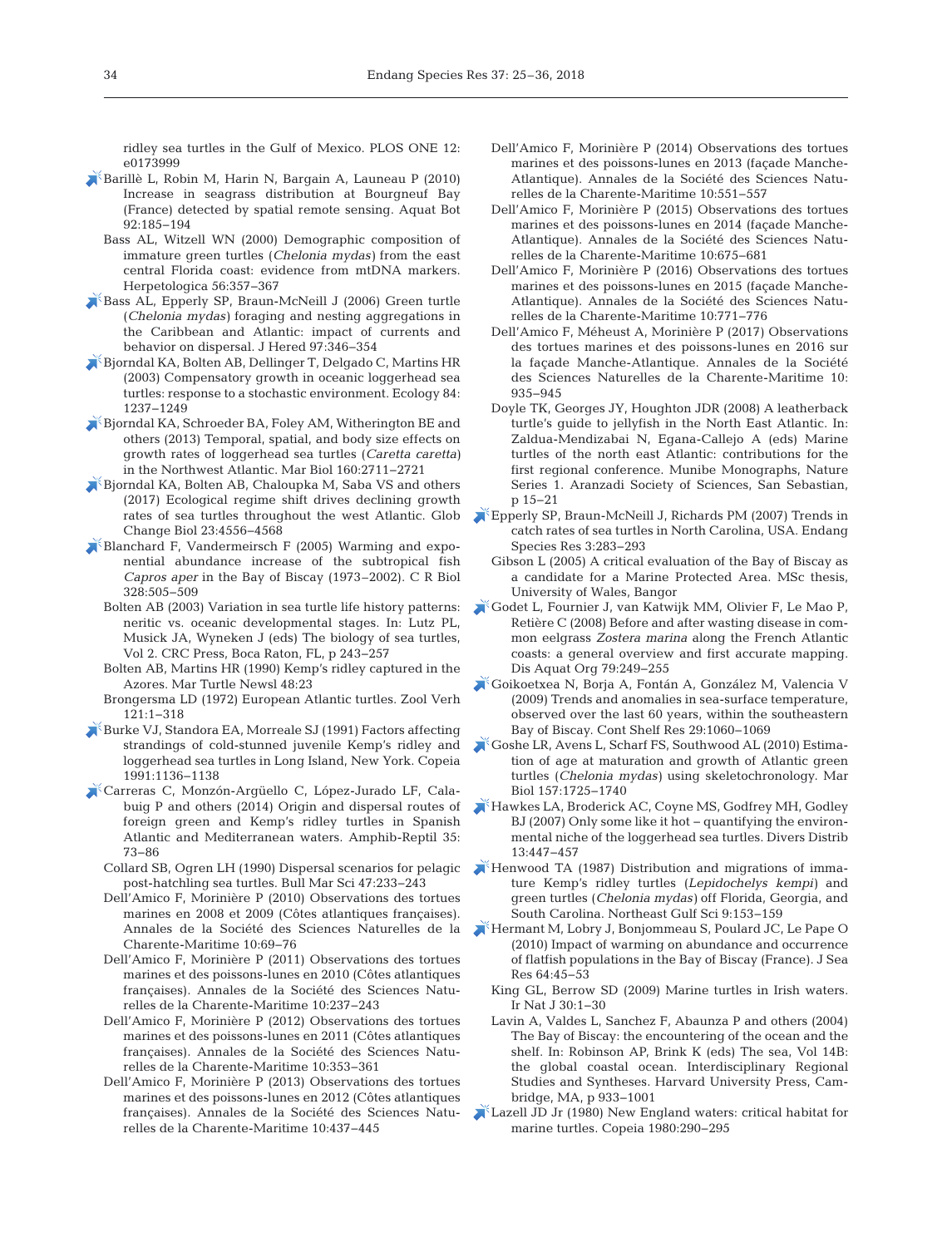ridley sea turtles in the Gulf of Mexico. PLOS ONE 12: e0173999

Barillè L, Robin M, Harin N, Bargain A, Launeau P (2010) Increase in seagrass distribution at Bourgneuf Bay (France) detected by spatial remote sensing. Aquat Bot 92:185–194

Bass AL, Witzell WN (2000) Demographic composition of immature green turtles (*Chelonia mydas*) from the east central Florida coast: evidence from mtDNA markers. Herpetologica 56:357–367

Bass AL, Epperly SP, Braun-McNeill J (2006) Green turtle (*Chelonia mydas*) foraging and nesting aggregations in the Caribbean and Atlantic: impact of currents and behavior on dispersal. J Hered 97:346–354

Bjorndal KA, Bolten AB, Dellinger T, Delgado C, Martins HR (2003) Compensatory growth in oceanic loggerhead sea turtles: response to a stochastic environment. Ecology 84: 1237–1249

Bjorndal KA, Schroeder BA, Foley AM, Witherington BE and others (2013) Temporal, spatial, and body size effects on growth rates of loggerhead sea turtles (*Caretta caretta*) in the Northwest Atlantic. Mar Biol 160:2711–2721

Bjorndal KA, Bolten AB, Chaloupka M, Saba VS and others (2017) Ecological regime shift drives declining growth rates of sea turtles throughout the west Atlantic. Glob Change Biol 23:4556–4568

Blanchard F, Vandermeirsch F (2005) Warming and exponential abundance increase of the subtropical fish *Capros aper* in the Bay of Biscay (1973–2002). C R Biol 328:505–509

Bolten AB (2003) Variation in sea turtle life history patterns: neritic vs. oceanic developmental stages. In: Lutz PL, Musick JA, Wyneken J (eds) The biology of sea turtles, Vol 2. CRC Press, Boca Raton, FL, p 243–257

Bolten AB, Martins HR (1990) Kemp's ridley captured in the Azores. Mar Turtle Newsl 48:23

Brongersma LD (1972) European Atlantic turtles. Zool Verh 121:1–318

Burke VJ, Standora EA, Morreale SJ (1991) Factors affecting strandings of cold-stunned juvenile Kemp's ridley and loggerhead sea turtles in Long Island, New York. Copeia 1991:1136–1138

Carreras C, Monzón-Argüello C, López-Jurado LF, Calabuig P and others (2014) Origin and dispersal routes of foreign green and Kemp's ridley turtles in Spanish Atlantic and Mediterranean waters. Amphib-Reptil 35: 73–86

Collard SB, Ogren LH (1990) Dispersal scenarios for pelagic post-hatchling sea turtles. Bull Mar Sci 47:233–243

Dell'Amico F, Morinière P (2010) Observations des tortues marines en 2008 et 2009 (Côtes atlantiques françaises). Annales de la Société des Sciences Naturelles de la Charente-Maritime 10:69–76

Dell'Amico F, Morinière P (2011) Observations des tortues marines et des poissons-lunes en 2010 (Côtes atlantiques françaises). Annales de la Société des Sciences Naturelles de la Charente-Maritime 10:237–243

Dell'Amico F, Morinière P (2012) Observations des tortues marines et des poissons-lunes en 2011 (Côtes atlantiques françaises). Annales de la Société des Sciences Naturelles de la Charente-Maritime 10:353–361

Dell'Amico F, Morinière P (2013) Observations des tortues marines et des poissons-lunes en 2012 (Côtes atlantiques françaises). Annales de la Société des Sciences Naturelles de la Charente-Maritime 10:437–445

Dell'Amico F, Morinière P (2014) Observations des tortues marines et des poissons-lunes en 2013 (façade Manche-Atlantique). Annales de la Société des Sciences Naturelles de la Charente-Maritime 10:551–557

Dell'Amico F, Morinière P (2015) Observations des tortues marines et des poissons-lunes en 2014 (façade Manche-Atlantique). Annales de la Société des Sciences Naturelles de la Charente-Maritime 10:675–681

Dell'Amico F, Morinière P (2016) Observations des tortues marines et des poissons-lunes en 2015 (façade Manche-Atlantique). Annales de la Société des Sciences Naturelles de la Charente-Maritime 10:771–776

Dell'Amico F, Méheust A, Morinière P (2017) Observations des tortues marines et des poissons-lunes en 2016 sur la façade Manche-Atlantique. Annales de la Société des Sciences Naturelles de la Charente-Maritime 10: 935–945

Doyle TK, Georges JY, Houghton JDR (2008) A leatherback turtle's guide to jellyfish in the North East Atlantic. In: Zaldua-Mendizabai N, Egana-Callejo A (eds) Marine turtles of the north east Atlantic: contributions for the first regional conference. Munibe Monographs, Nature Series 1. Aranzadi Society of Sciences, San Sebastian, p 15–21

Epperly SP, Braun-McNeill J, Richards PM (2007) Trends in catch rates of sea turtles in North Carolina, USA. Endang Species Res 3:283–293

Gibson L (2005) A critical evaluation of the Bay of Biscay as a candidate for a Marine Protected Area. MSc thesis, University of Wales, Bangor

Godet L, Fournier J, van Katwijk MM, Olivier F, Le Mao P, Retière C (2008) Before and after wasting disease in common eelgrass *Zostera marina* along the French Atlantic coasts: a general overview and first accurate mapping. Dis Aquat Org 79:249–255

Goikoetxea N, Borja A, Fontán A, González M, Valencia V (2009) Trends and anomalies in sea-surface temperature, observed over the last 60 years, within the southeastern Bay of Biscay. Cont Shelf Res 29:1060–1069

Goshe LR, Avens L, Scharf FS, Southwood AL (2010) Estimation of age at maturation and growth of Atlantic green turtles (*Chelonia mydas*) using skeletochronology. Mar Biol 157:1725–1740

Hawkes LA, Broderick AC, Coyne MS, Godfrey MH, Godley BJ (2007) Only some like it hot – quantifying the environmental niche of the loggerhead sea turtles. Divers Distrib 13:447–457

Henwood TA (1987) Distribution and migrations of immature Kemp's ridley turtles (*Lepidochelys kempi*) and green turtles (*Chelonia mydas*) off Florida, Georgia, and South Carolina. Northeast Gulf Sci 9:153–159

Hermant M, Lobry J, Bonjommeau S, Poulard JC, Le Pape O (2010) Impact of warming on abundance and occurrence of flatfish populations in the Bay of Biscay (France). J Sea Res 64:45–53

King GL, Berrow SD (2009) Marine turtles in Irish waters. Ir Nat J 30:1–30

Lavin A, Valdes L, Sanchez F, Abaunza P and others (2004) The Bay of Biscay: the encountering of the ocean and the shelf. In: Robinson AP, Brink K (eds) The sea, Vol 14B: the global coastal ocean. Interdisciplinary Regional Studies and Syntheses. Harvard University Press, Cambridge, MA, p 933–1001

Lazell JD Jr (1980) New England waters: critical habitat for marine turtles. Copeia 1980:290–295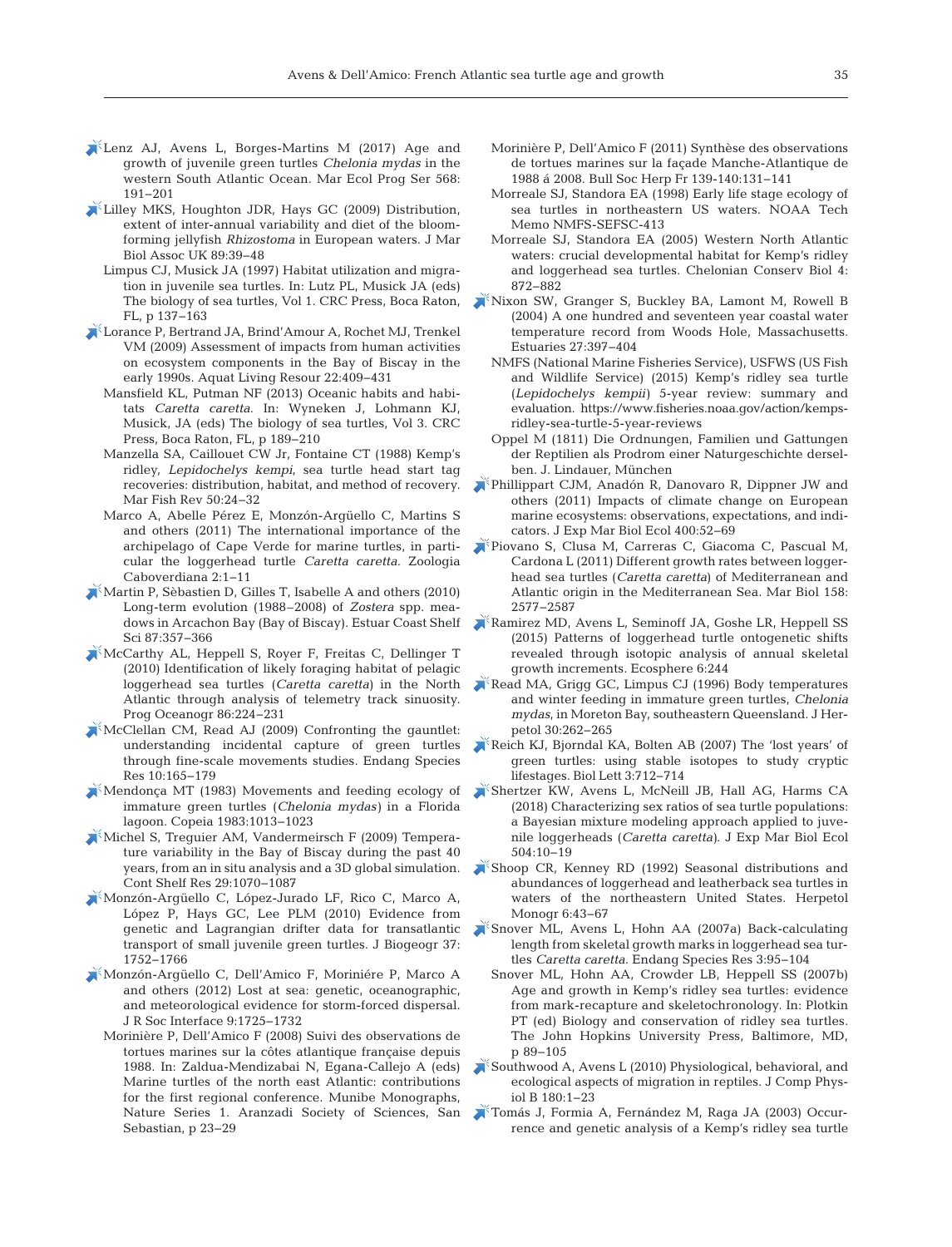Lenz AJ, Avens L, Borges-Martins M (2017) Age and growth of juvenile green turtles *Chelonia mydas* in the western South Atlantic Ocean. Mar Ecol Prog Ser 568: 191–201

Lilley MKS, Houghton JDR, Hays GC (2009) Distribution, extent of inter-annual variability and diet of the bloom-forming jellyfish *Rhizostoma* in European waters. J Mar Biol Assoc UK 89:39–48

Limpus CJ, Musick JA (1997) Habitat utilization and migration in juvenile sea turtles. In: Lutz PL, Musick JA (eds) The biology of sea turtles, Vol 1. CRC Press, Boca Raton, FL, p 137–163

Lorance P, Bertrand JA, Brind'Amour A, Rochet MJ, Trenkel VM (2009) Assessment of impacts from human activities on ecosystem components in the Bay of Biscay in the early 1990s. Aquat Living Resour 22:409–431

Mansfield KL, Putman NF (2013) Oceanic habits and habitats *Caretta caretta*. In: Wyneken J, Lohmann KJ, Musick, JA (eds) The biology of sea turtles, Vol 3. CRC Press, Boca Raton, FL, p 189–210

Manzella SA, Caillouet CW Jr, Fontaine CT (1988) Kemp's ridley, *Lepidochelys kempi*, sea turtle head start tag recoveries: distribution, habitat, and method of recovery. Mar Fish Rev 50:24–32

Marco A, Abelle Pérez E, Monzón-Argüello C, Martins S and others (2011) The international importance of the archipelago of Cape Verde for marine turtles, in particular the loggerhead turtle *Caretta caretta*. Zoologia Caboverdiana 2:1–11

Martin P, Sèbastien D, Gilles T, Isabelle A and others (2010) Long-term evolution (1988–2008) of *Zostera* spp. meadows in Arcachon Bay (Bay of Biscay). Estuar Coast Shelf Sci 87:357–366

McCarthy AL, Heppell S, Royer F, Freitas C, Dellinger T (2010) Identification of likely foraging habitat of pelagic loggerhead sea turtles (*Caretta caretta*) in the North Atlantic through analysis of telemetry track sinuosity. Prog Oceanogr 86:224–231

McClellan CM, Read AJ (2009) Confronting the gauntlet: understanding incidental capture of green turtles through fine-scale movements studies. Endang Species Res 10:165–179

Mendonça MT (1983) Movements and feeding ecology of immature green turtles (*Chelonia mydas*) in a Florida lagoon. Copeia 1983:1013–1023

Michel S, Treguier AM, Vandermeirsch F (2009) Temperature variability in the Bay of Biscay during the past 40 years, from an in situ analysis and a 3D global simulation. Cont Shelf Res 29:1070–1087

Monzón-Argüello C, López-Jurado LF, Rico C, Marco A, López P, Hays GC, Lee PLM (2010) Evidence from genetic and Lagrangian drifter data for transatlantic transport of small juvenile green turtles. J Biogeogr 37: 1752–1766

Monzón-Argüello C, Dell'Amico F, Moriniére P, Marco A and others (2012) Lost at sea: genetic, oceanographic, and meteorological evidence for storm-forced dispersal. J R Soc Interface 9:1725–1732

Morinière P, Dell'Amico F (2008) Suivi des observations de tortues marines sur la côtes atlantique française depuis 1988. In: Zaldua-Mendizabai N, Egana-Callejo A (eds) Marine turtles of the north east Atlantic: contributions for the first regional conference. Munibe Monographs, Nature Series 1. Aranzadi Society of Sciences, San Sebastian, p 23–29

Morinière P, Dell'Amico F (2011) Synthèse des observations de tortues marines sur la façade Manche-Atlantique de 1988 á 2008. Bull Soc Herp Fr 139-140:131–141

Morreale SJ, Standora EA (1998) Early life stage ecology of sea turtles in northeastern US waters. NOAA Tech Memo NMFS-SEFSC-413

Morreale SJ, Standora EA (2005) Western North Atlantic waters: crucial developmental habitat for Kemp's ridley and loggerhead sea turtles. Chelonian Conserv Biol 4: 872–882

Nixon SW, Granger S, Buckley BA, Lamont M, Rowell B (2004) A one hundred and seventeen year coastal water temperature record from Woods Hole, Massachusetts. Estuaries 27:397–404

NMFS (National Marine Fisheries Service), USFWS (US Fish and Wildlife Service) (2015) Kemp's ridley sea turtle (*Lepidochelys kempii*) 5-year review: summary and evaluation. https://www.fisheries.noaa.gov/action/kemps-ridley-sea-turtle-5-year-reviews

Oppel M (1811) Die Ordnungen, Familien und Gattungen der Reptilien als Prodrom einer Naturgeschichte derselben. J. Lindauer, München

Phillippart CJM, Anadón R, Danovaro R, Dippner JW and others (2011) Impacts of climate change on European marine ecosystems: observations, expectations, and indicators. J Exp Mar Biol Ecol 400:52–69

Piovano S, Clusa M, Carreras C, Giacoma C, Pascual M, Cardona L (2011) Different growth rates between loggerhead sea turtles (*Caretta caretta*) of Mediterranean and Atlantic origin in the Mediterranean Sea. Mar Biol 158: 2577–2587

Ramirez MD, Avens L, Seminoff JA, Goshe LR, Heppell SS (2015) Patterns of loggerhead turtle ontogenetic shifts revealed through isotopic analysis of annual skeletal growth increments. Ecosphere 6:244

Read MA, Grigg GC, Limpus CJ (1996) Body temperatures and winter feeding in immature green turtles, *Chelonia mydas*, in Moreton Bay, southeastern Queensland. J Herpetol 30:262–265

Reich KJ, Bjorndal KA, Bolten AB (2007) The 'lost years' of green turtles: using stable isotopes to study cryptic lifestages. Biol Lett 3:712–714

Shertzer KW, Avens L, McNeill JB, Hall AG, Harms CA (2018) Characterizing sex ratios of sea turtle populations: a Bayesian mixture modeling approach applied to juvenile loggerheads (*Caretta caretta*). J Exp Mar Biol Ecol 504:10–19

Shoop CR, Kenney RD (1992) Seasonal distributions and abundances of loggerhead and leatherback sea turtles in waters of the northeastern United States. Herpetol Monogr 6:43–67

Snover ML, Avens L, Hohn AA (2007a) Back-calculating length from skeletal growth marks in loggerhead sea turtles *Caretta caretta*. Endang Species Res 3:95–104

Snover ML, Hohn AA, Crowder LB, Heppell SS (2007b) Age and growth in Kemp's ridley sea turtles: evidence from mark-recapture and skeletochronology. In: Plotkin PT (ed) Biology and conservation of ridley sea turtles. The John Hopkins University Press, Baltimore, MD, p 89–105

Southwood A, Avens L (2010) Physiological, behavioral, and ecological aspects of migration in reptiles. J Comp Physiol B 180:1–23

Tomás J, Formia A, Fernández M, Raga JA (2003) Occurrence and genetic analysis of a Kemp's ridley sea turtle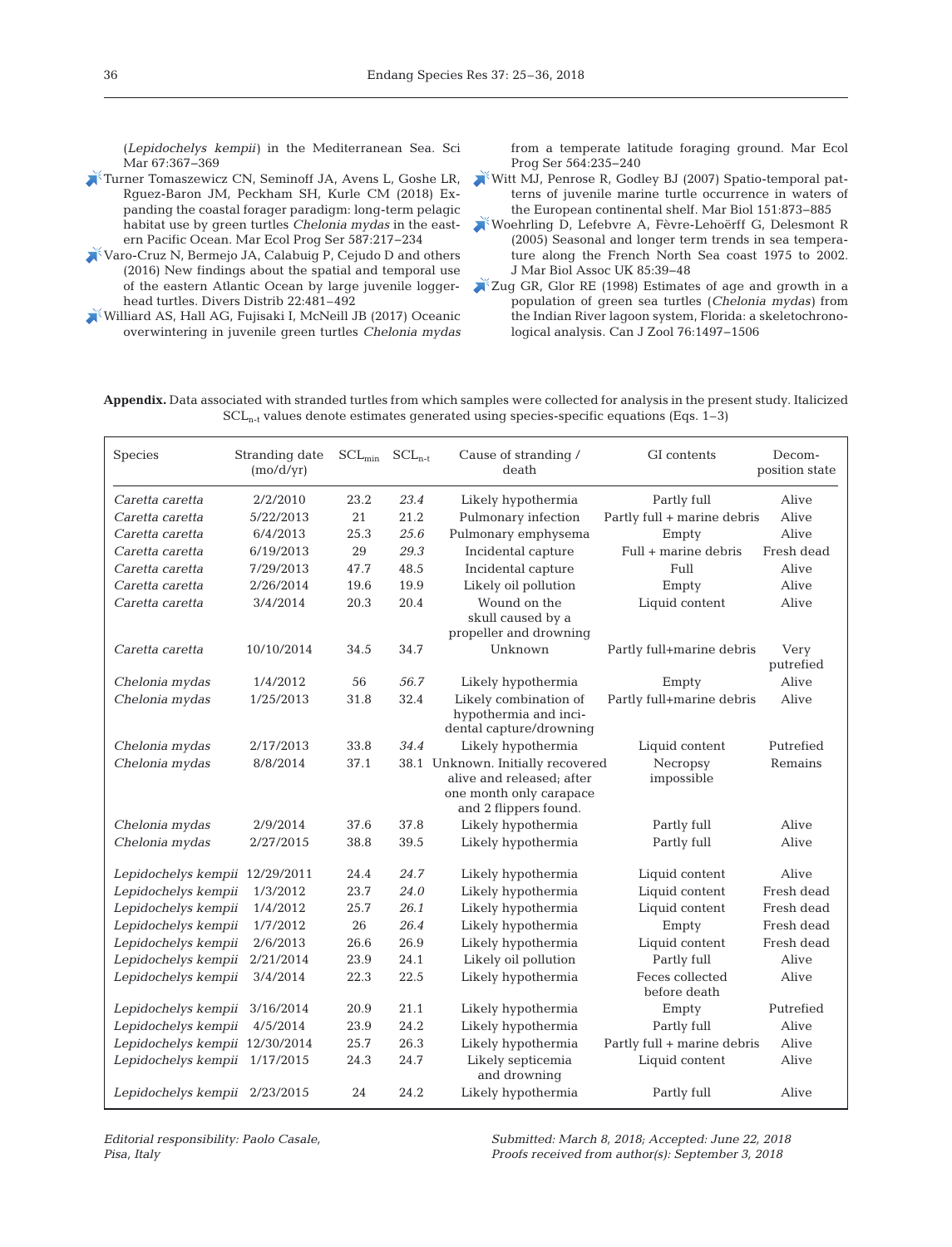(*Lepidochelys kempii*) in the Mediterranean Sea. Sci Mar 67:367–369

Turner Tomaszewicz CN, Seminoff JA, Avens L, Goshe LR, Rguez-Baron JM, Peckham SH, Kurle CM (2018) Expanding the coastal forager paradigm: long-term pelagic habitat use by green turtles *Chelonia mydas* in the eastern Pacific Ocean. Mar Ecol Prog Ser 587:217–234

Varo-Cruz N, Bermejo JA, Calabuig P, Cejudo D and others (2016) New findings about the spatial and temporal use of the eastern Atlantic Ocean by large juvenile loggerhead turtles. Divers Distrib 22:481–492

Williard AS, Hall AG, Fujisaki I, McNeill JB (2017) Oceanic overwintering in juvenile green turtles *Chelonia mydas* from a temperate latitude foraging ground. Mar Ecol Prog Ser 564:235–240

Witt MJ, Penrose R, Godley BJ (2007) Spatio-temporal patterns of juvenile marine turtle occurrence in waters of the European continental shelf. Mar Biol 151:873–885

Woehrling D, Lefebvre A, Fèvre-Lehoërff G, Delesmont R (2005) Seasonal and longer term trends in sea temperature along the French North Sea coast 1975 to 2002. J Mar Biol Assoc UK 85:39–48

Zug GR, Glor RE (1998) Estimates of age and growth in a population of green sea turtles (*Chelonia mydas*) from the Indian River lagoon system, Florida: a skeletochronological analysis. Can J Zool 76:1497–1506

**Appendix.** Data associated with stranded turtles from which samples were collected for analysis in the present study. Italicized $SCL_{n-t}$ values denote estimates generated using species-specific equations (Eqs. 1–3)

| Species | Stranding date (mo/d/yr) | $SCL_{min}$ | $SCL_{n-t}$ | Cause of stranding / death | GI contents | Decom-position state |
|---|---|---|---|---|---|---|
| *Caretta caretta* | 2/2/2010 | 23.2 | *23.4* | Likely hypothermia | Partly full | Alive |
| *Caretta caretta* | 5/22/2013 | 21 | 21.2 | Pulmonary infection | Partly full + marine debris | Alive |
| *Caretta caretta* | 6/4/2013 | 25.3 | *25.6* | Pulmonary emphysema | Empty | Alive |
| *Caretta caretta* | 6/19/2013 | 29 | *29.3* | Incidental capture | Full + marine debris | Fresh dead |
| *Caretta caretta* | 7/29/2013 | 47.7 | 48.5 | Incidental capture | Full | Alive |
| *Caretta caretta* | 2/26/2014 | 19.6 | 19.9 | Likely oil pollution | Empty | Alive |
| *Caretta caretta* | 3/4/2014 | 20.3 | 20.4 | Wound on the skull caused by a propeller and drowning | Liquid content | Alive |
| *Caretta caretta* | 10/10/2014 | 34.5 | 34.7 | Unknown | Partly full+marine debris | Very putrefied |
| *Chelonia mydas* | 1/4/2012 | 56 | *56.7* | Likely hypothermia | Empty | Alive |
| *Chelonia mydas* | 1/25/2013 | 31.8 | 32.4 | Likely combination of hypothermia and incidental capture/drowning | Partly full+marine debris | Alive |
| *Chelonia mydas* | 2/17/2013 | 33.8 | *34.4* | Likely hypothermia | Liquid content | Putrefied |
| *Chelonia mydas* | 8/8/2014 | 37.1 | 38.1 | Unknown. Initially recovered alive and released; after one month only carapace and 2 flippers found. | Necropsy impossible | Remains |
| *Chelonia mydas* | 2/9/2014 | 37.6 | 37.8 | Likely hypothermia | Partly full | Alive |
| *Chelonia mydas* | 2/27/2015 | 38.8 | 39.5 | Likely hypothermia | Partly full | Alive |
| *Lepidochelys kempii* | 12/29/2011 | 24.4 | *24.7* | Likely hypothermia | Liquid content | Alive |
| *Lepidochelys kempii* | 1/3/2012 | 23.7 | *24.0* | Likely hypothermia | Liquid content | Fresh dead |
| *Lepidochelys kempii* | 1/4/2012 | 25.7 | *26.1* | Likely hypothermia | Liquid content | Fresh dead |
| *Lepidochelys kempii* | 1/7/2012 | 26 | *26.4* | Likely hypothermia | Empty | Fresh dead |
| *Lepidochelys kempii* | 2/6/2013 | 26.6 | 26.9 | Likely hypothermia | Liquid content | Fresh dead |
| *Lepidochelys kempii* | 2/21/2014 | 23.9 | 24.1 | Likely oil pollution | Partly full | Alive |
| *Lepidochelys kempii* | 3/4/2014 | 22.3 | 22.5 | Likely hypothermia | Feces collected before death | Alive |
| *Lepidochelys kempii* | 3/16/2014 | 20.9 | 21.1 | Likely hypothermia | Empty | Putrefied |
| *Lepidochelys kempii* | 4/5/2014 | 23.9 | 24.2 | Likely hypothermia | Partly full | Alive |
| *Lepidochelys kempii* | 12/30/2014 | 25.7 | 26.3 | Likely hypothermia | Partly full + marine debris | Alive |
| *Lepidochelys kempii* | 1/17/2015 | 24.3 | 24.7 | Likely septicemia and drowning | Liquid content | Alive |
| *Lepidochelys kempii* | 2/23/2015 | 24 | 24.2 | Likely hypothermia | Partly full | Alive |

*Editorial responsibility: Paolo Casale, Pisa, Italy*

*Submitted: March 8, 2018; Accepted: June 22, 2018*
*Proofs received from author(s): September 3, 2018*